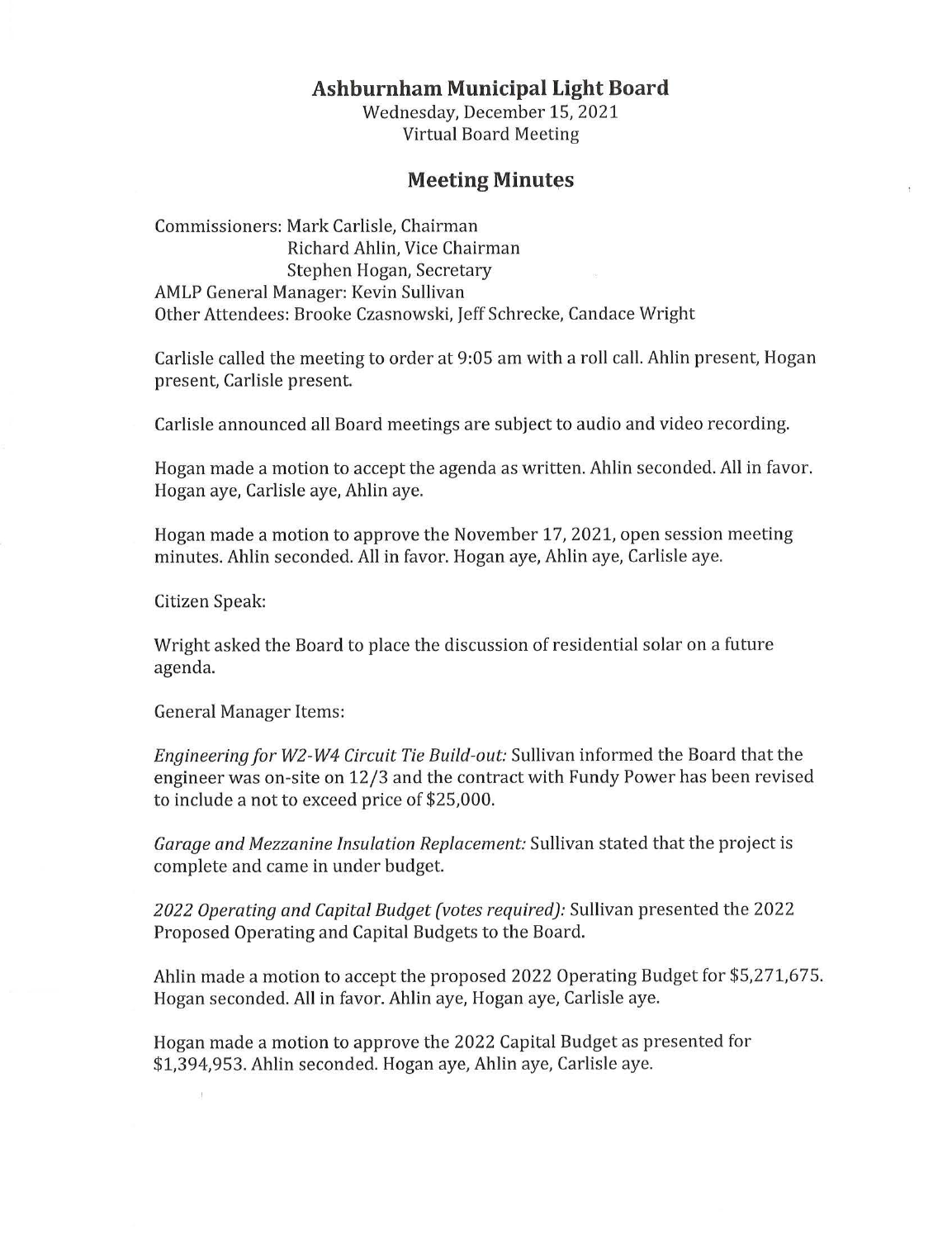# Ashburnham Municipal Light Board

Wednesday, December 15, 2021
Virtual Board Meeting

## Meeting Minutes

Commissioners: Mark Carlisle, Chairman
Richard Ahlin, Vice Chairman
Stephen Hogan, Secretary
AMLP General Manager: Kevin Sullivan
Other Attendees: Brooke Czasnowski, Jeff Schrecke, Candace Wright

Carlisle called the meeting to order at 9:05 am with a roll call. Ahlin present, Hogan present, Carlisle present.

Carlisle announced all Board meetings are subject to audio and video recording.

Hogan made a motion to accept the agenda as written. Ahlin seconded. All in favor. Hogan aye, Carlisle aye, Ahlin aye.

Hogan made a motion to approve the November 17, 2021, open session meeting minutes. Ahlin seconded. All in favor. Hogan aye, Ahlin aye, Carlisle aye.

Citizen Speak:

Wright asked the Board to place the discussion of residential solar on a future agenda.

General Manager Items:

*Engineering for W2-W4 Circuit Tie Build-out:* Sullivan informed the Board that the engineer was on-site on 12/3 and the contract with Fundy Power has been revised to include a not to exceed price of $25,000.

*Garage and Mezzanine Insulation Replacement:* Sullivan stated that the project is complete and came in under budget.

*2022 Operating and Capital Budget (votes required):* Sullivan presented the 2022 Proposed Operating and Capital Budgets to the Board.

Ahlin made a motion to accept the proposed 2022 Operating Budget for $5,271,675. Hogan seconded. All in favor. Ahlin aye, Hogan aye, Carlisle aye.

Hogan made a motion to approve the 2022 Capital Budget as presented for $1,394,953. Ahlin seconded. Hogan aye, Ahlin aye, Carlisle aye.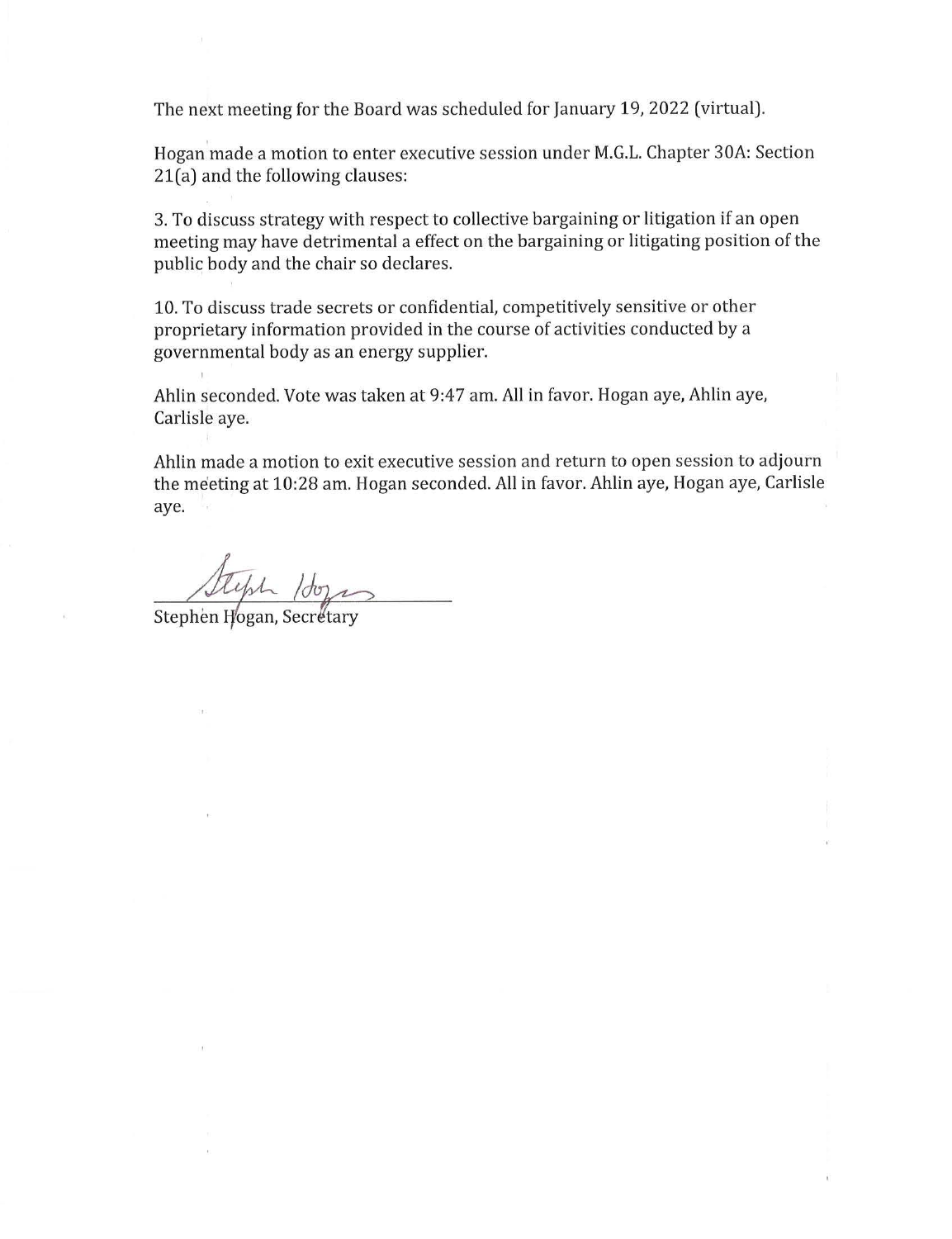The next meeting for the Board was scheduled for January 19, 2022 (virtual).

Hogan made a motion to enter executive session under M.G.L. Chapter 30A: Section 21(a) and the following clauses:

3. To discuss strategy with respect to collective bargaining or litigation if an open meeting may have detrimental a effect on the bargaining or litigating position of the public body and the chair so declares.

10. To discuss trade secrets or confidential, competitively sensitive or other proprietary information provided in the course of activities conducted by a governmental body as an energy supplier.

Ahlin seconded. Vote was taken at 9:47 am. All in favor. Hogan aye, Ahlin aye, Carlisle aye.

Ahlin made a motion to exit executive session and return to open session to adjourn the meeting at 10:28 am. Hogan seconded. All in favor. Ahlin aye, Hogan aye, Carlisle aye.

Stephen Hogan

Stephen Hogan, Secretary